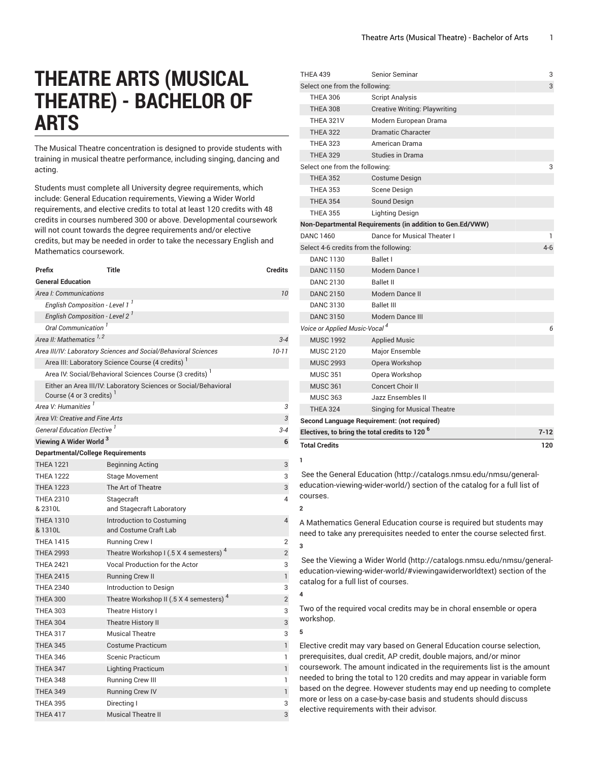# THEATRE ARTS (MUSICAL THEATRE) - BACHELOR OF ARTS

The Musical Theatre concentration is designed to provide students with training in musical theatre performance, including singing, dancing and acting.

Students must complete all University degree requirements, which include: General Education requirements, Viewing a Wider World requirements, and elective credits to total at least 120 credits with 48 credits in courses numbered 300 or above. Developmental coursework will not count towards the degree requirements and/or elective credits, but may be needed in order to take the necessary English and Mathematics coursework.

| Prefix | Title | Credits |
|---|---|---|
| **General Education** | | |
| *Area I: Communications* | | *10* |
| *English Composition - Level 1* [1] | | |
| *English Composition - Level 2* [1] | | |
| *Oral Communication* [1] | | |
| *Area II: Mathematics* [1, 2] | | *3-4* |
| *Area III/IV: Laboratory Sciences and Social/Behavioral Sciences* | | *10-11* |
| Area III: Laboratory Science Course (4 credits) [1] | | |
| Area IV: Social/Behavioral Sciences Course (3 credits) [1] | | |
| Either an Area III/IV: Laboratory Sciences or Social/Behavioral Course (4 or 3 credits) [1] | | |
| *Area V: Humanities* [1] | | *3* |
| *Area VI: Creative and Fine Arts* | | *3* |
| *General Education Elective* [1] | | *3-4* |
| **Viewing A Wider World** [3] | | **6** |
| **Departmental/College Requirements** | | |
| THEA 1221 | Beginning Acting | 3 |
| THEA 1222 | Stage Movement | 3 |
| THEA 1223 | The Art of Theatre | 3 |
| THEA 2310 & 2310L | Stagecraft and Stagecraft Laboratory | 4 |
| THEA 1310 & 1310L | Introduction to Costuming and Costume Craft Lab | 4 |
| THEA 1415 | Running Crew I | 2 |
| THEA 2993 | Theatre Workshop I (.5 X 4 semesters) [4] | 2 |
| THEA 2421 | Vocal Production for the Actor | 3 |
| THEA 2415 | Running Crew II | 1 |
| THEA 2340 | Introduction to Design | 3 |
| THEA 300 | Theatre Workshop II (.5 X 4 semesters) [4] | 2 |
| THEA 303 | Theatre History I | 3 |
| THEA 304 | Theatre History II | 3 |
| THEA 317 | Musical Theatre | 3 |
| THEA 345 | Costume Practicum | 1 |
| THEA 346 | Scenic Practicum | 1 |
| THEA 347 | Lighting Practicum | 1 |
| THEA 348 | Running Crew III | 1 |
| THEA 349 | Running Crew IV | 1 |
| THEA 395 | Directing I | 3 |
| THEA 417 | Musical Theatre II | 3 |
| THEA 439 | Senior Seminar | 3 |
| Select one from the following: | | 3 |
| THEA 306 | Script Analysis | |
| THEA 308 | Creative Writing: Playwriting | |
| THEA 321V | Modern European Drama | |
| THEA 322 | Dramatic Character | |
| THEA 323 | American Drama | |
| THEA 329 | Studies in Drama | |
| Select one from the following: | | 3 |
| THEA 352 | Costume Design | |
| THEA 353 | Scene Design | |
| THEA 354 | Sound Design | |
| THEA 355 | Lighting Design | |
| **Non-Departmental Requirements (in addition to Gen.Ed/VWW)** | | |
| DANC 1460 | Dance for Musical Theater I | 1 |
| Select 4-6 credits from the following: | | 4-6 |
| DANC 1130 | Ballet I | |
| DANC 1150 | Modern Dance I | |
| DANC 2130 | Ballet II | |
| DANC 2150 | Modern Dance II | |
| DANC 3130 | Ballet III | |
| DANC 3150 | Modern Dance III | |
| *Voice or Applied Music-Vocal* [4] | | *6* |
| MUSC 1992 | Applied Music | |
| MUSC 2120 | Major Ensemble | |
| MUSC 2993 | Opera Workshop | |
| MUSC 351 | Opera Workshop | |
| MUSC 361 | Concert Choir II | |
| MUSC 363 | Jazz Ensembles II | |
| THEA 324 | Singing for Musical Theatre | |
| **Second Language Requirement: (not required)** | | |
| **Electives, to bring the total credits to 120** [6] | | **7-12** |
| **Total Credits** | | **120** |

**1**

See the General Education (http://catalogs.nmsu.edu/nmsu/general-education-viewing-wider-world/) section of the catalog for a full list of courses.

**2**

A Mathematics General Education course is required but students may need to take any prerequisites needed to enter the course selected first.

**3**

See the Viewing a Wider World (http://catalogs.nmsu.edu/nmsu/general-education-viewing-wider-world/#viewingawiderworldtext) section of the catalog for a full list of courses.

**4**

Two of the required vocal credits may be in choral ensemble or opera workshop.

**5**

Elective credit may vary based on General Education course selection, prerequisites, dual credit, AP credit, double majors, and/or minor coursework. The amount indicated in the requirements list is the amount needed to bring the total to 120 credits and may appear in variable form based on the degree. However students may end up needing to complete more or less on a case-by-case basis and students should discuss elective requirements with their advisor.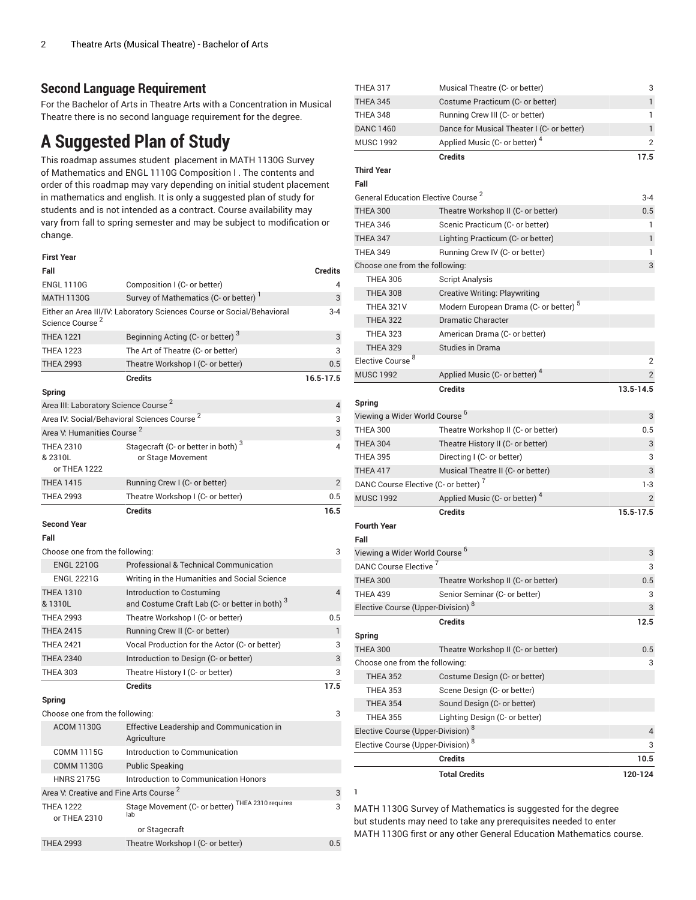## Second Language Requirement

For the Bachelor of Arts in Theatre Arts with a Concentration in Musical Theatre there is no second language requirement for the degree.

# A Suggested Plan of Study

This roadmap assumes student placement in MATH 1130G Survey of Mathematics and ENGL 1110G Composition I . The contents and order of this roadmap may vary depending on initial student placement in mathematics and english. It is only a suggested plan of study for students and is not intended as a contract. Course availability may vary from fall to spring semester and may be subject to modification or change.

| First Year | | |
|---|---|---|
| **Fall** | | **Credits** |
| ENGL 1110G | Composition I (C- or better) | 4 |
| MATH 1130G | Survey of Mathematics (C- or better) [1] | 3 |
| Either an Area III/IV: Laboratory Sciences Course or Social/Behavioral Science Course [2] | | 3-4 |
| THEA 1221 | Beginning Acting (C- or better) [3] | 3 |
| THEA 1223 | The Art of Theatre (C- or better) | 3 |
| THEA 2993 | Theatre Workshop I (C- or better) | 0.5 |
| | **Credits** | **16.5-17.5** |
| **Spring** | | |
| Area III: Laboratory Science Course [2] | | 4 |
| Area IV: Social/Behavioral Sciences Course [2] | | 3 |
| Area V: Humanities Course [2] | | 3 |
| THEA 2310 & 2310L or THEA 1222 | Stagecraft (C- or better in both) [3] or Stage Movement | 4 |
| THEA 1415 | Running Crew I (C- or better) | 2 |
| THEA 2993 | Theatre Workshop I (C- or better) | 0.5 |
| | **Credits** | **16.5** |
| **Second Year** | | |
| **Fall** | | |
| Choose one from the following: | | 3 |
| ENGL 2210G | Professional & Technical Communication | |
| ENGL 2221G | Writing in the Humanities and Social Science | |
| THEA 1310 & 1310L | Introduction to Costuming and Costume Craft Lab (C- or better in both) [3] | 4 |
| THEA 2993 | Theatre Workshop I (C- or better) | 0.5 |
| THEA 2415 | Running Crew II (C- or better) | 1 |
| THEA 2421 | Vocal Production for the Actor (C- or better) | 3 |
| THEA 2340 | Introduction to Design (C- or better) | 3 |
| THEA 303 | Theatre History I (C- or better) | 3 |
| | **Credits** | **17.5** |
| **Spring** | | |
| Choose one from the following: | | 3 |
| ACOM 1130G | Effective Leadership and Communication in Agriculture | |
| COMM 1115G | Introduction to Communication | |
| COMM 1130G | Public Speaking | |
| HNRS 2175G | Introduction to Communication Honors | |
| Area V: Creative and Fine Arts Course [2] | | 3 |
| THEA 1222 or THEA 2310 | Stage Movement (C- or better) THEA 2310 requires lab or Stagecraft | 3 |
| THEA 2993 | Theatre Workshop I (C- or better) | 0.5 |
| THEA 317 | Musical Theatre (C- or better) | 3 |
| THEA 345 | Costume Practicum (C- or better) | 1 |
| THEA 348 | Running Crew III (C- or better) | 1 |
| DANC 1460 | Dance for Musical Theater I (C- or better) | 1 |
| MUSC 1992 | Applied Music (C- or better) [4] | 2 |
| | **Credits** | **17.5** |
| **Third Year** | | |
| **Fall** | | |
| General Education Elective Course [2] | | 3-4 |
| THEA 300 | Theatre Workshop II (C- or better) | 0.5 |
| THEA 346 | Scenic Practicum (C- or better) | 1 |
| THEA 347 | Lighting Practicum (C- or better) | 1 |
| THEA 349 | Running Crew IV (C- or better) | 1 |
| Choose one from the following: | | 3 |
| THEA 306 | Script Analysis | |
| THEA 308 | Creative Writing: Playwriting | |
| THEA 321V | Modern European Drama (C- or better) [5] | |
| THEA 322 | Dramatic Character | |
| THEA 323 | American Drama (C- or better) | |
| THEA 329 | Studies in Drama | |
| Elective Course [8] | | 2 |
| MUSC 1992 | Applied Music (C- or better) [4] | 2 |
| | **Credits** | **13.5-14.5** |
| **Spring** | | |
| Viewing a Wider World Course [6] | | 3 |
| THEA 300 | Theatre Workshop II (C- or better) | 0.5 |
| THEA 304 | Theatre History II (C- or better) | 3 |
| THEA 395 | Directing I (C- or better) | 3 |
| THEA 417 | Musical Theatre II (C- or better) | 3 |
| DANC Course Elective (C- or better) [7] | | 1-3 |
| MUSC 1992 | Applied Music (C- or better) [4] | 2 |
| | **Credits** | **15.5-17.5** |
| **Fourth Year** | | |
| **Fall** | | |
| Viewing a Wider World Course [6] | | 3 |
| DANC Course Elective [7] | | 3 |
| THEA 300 | Theatre Workshop II (C- or better) | 0.5 |
| THEA 439 | Senior Seminar (C- or better) | 3 |
| Elective Course (Upper-Division) [8] | | 3 |
| | **Credits** | **12.5** |
| **Spring** | | |
| THEA 300 | Theatre Workshop II (C- or better) | 0.5 |
| Choose one from the following: | | 3 |
| THEA 352 | Costume Design (C- or better) | |
| THEA 353 | Scene Design (C- or better) | |
| THEA 354 | Sound Design (C- or better) | |
| THEA 355 | Lighting Design (C- or better) | |
| Elective Course (Upper-Division) [8] | | 4 |
| Elective Course (Upper-Division) [8] | | 3 |
| | **Credits** | **10.5** |
| | **Total Credits** | **120-124** |

**1**

MATH 1130G Survey of Mathematics is suggested for the degree but students may need to take any prerequisites needed to enter MATH 1130G first or any other General Education Mathematics course.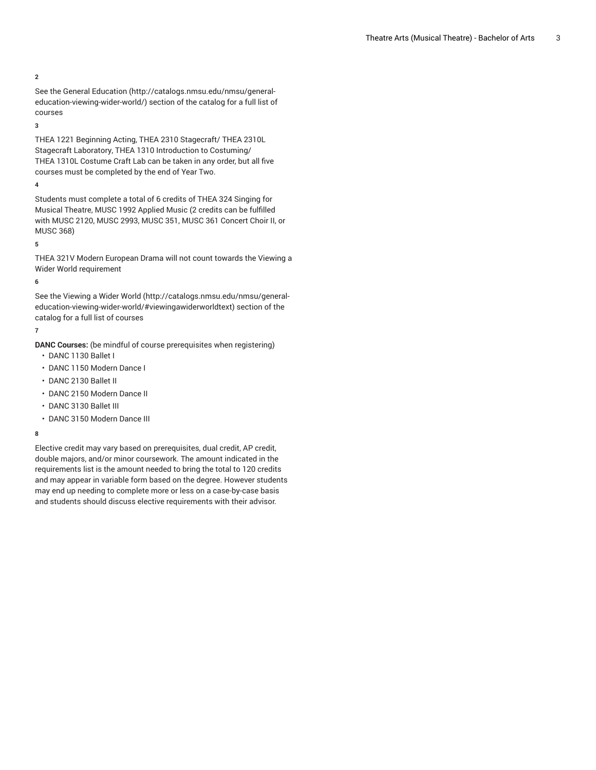**2**

See the General Education (http://catalogs.nmsu.edu/nmsu/general-education-viewing-wider-world/) section of the catalog for a full list of courses

**3**

THEA 1221 Beginning Acting, THEA 2310 Stagecraft/ THEA 2310L Stagecraft Laboratory, THEA 1310 Introduction to Costuming/ THEA 1310L Costume Craft Lab can be taken in any order, but all five courses must be completed by the end of Year Two.

**4**

Students must complete a total of 6 credits of THEA 324 Singing for Musical Theatre, MUSC 1992 Applied Music (2 credits can be fulfilled with MUSC 2120, MUSC 2993, MUSC 351, MUSC 361 Concert Choir II, or MUSC 368)

**5**

THEA 321V Modern European Drama will not count towards the Viewing a Wider World requirement

**6**

See the Viewing a Wider World (http://catalogs.nmsu.edu/nmsu/general-education-viewing-wider-world/#viewingawiderworldtext) section of the catalog for a full list of courses

**7**

**DANC Courses:** (be mindful of course prerequisites when registering)

- DANC 1130 Ballet I
- DANC 1150 Modern Dance I
- DANC 2130 Ballet II
- DANC 2150 Modern Dance II
- DANC 3130 Ballet III
- DANC 3150 Modern Dance III

**8**

Elective credit may vary based on prerequisites, dual credit, AP credit, double majors, and/or minor coursework. The amount indicated in the requirements list is the amount needed to bring the total to 120 credits and may appear in variable form based on the degree. However students may end up needing to complete more or less on a case-by-case basis and students should discuss elective requirements with their advisor.